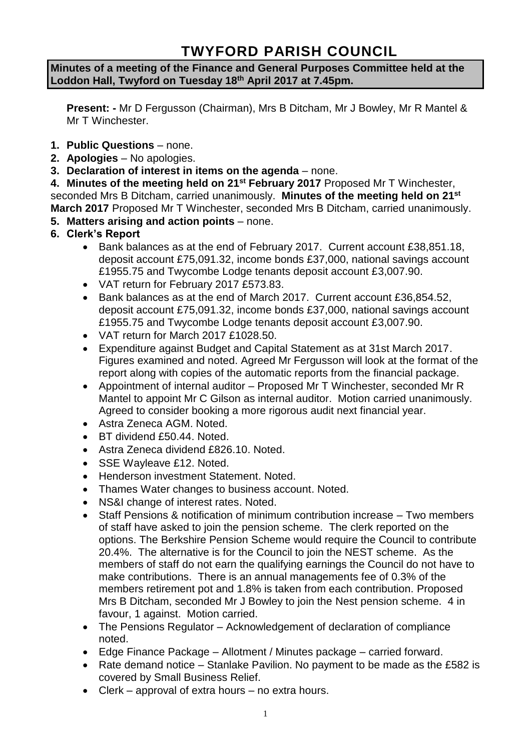# TWYFORD PARISH COUNCIL

**Minutes of a meeting of the Finance and General Purposes Committee held at the Loddon Hall, Twyford on Tuesday 18th April 2017 at 7.45pm.**

**Present: -** Mr D Fergusson (Chairman), Mrs B Ditcham, Mr J Bowley, Mr R Mantel & Mr T Winchester.

1. **Public Questions** – none.
2. **Apologies** – No apologies.
3. **Declaration of interest in items on the agenda** – none.
4. **Minutes of the meeting held on 21st February 2017** Proposed Mr T Winchester, seconded Mrs B Ditcham, carried unanimously. **Minutes of the meeting held on 21st March 2017** Proposed Mr T Winchester, seconded Mrs B Ditcham, carried unanimously.
5. **Matters arising and action points** – none.
6. **Clerk's Report**
   - Bank balances as at the end of February 2017. Current account £38,851.18, deposit account £75,091.32, income bonds £37,000, national savings account £1955.75 and Twycombe Lodge tenants deposit account £3,007.90.
   - VAT return for February 2017 £573.83.
   - Bank balances as at the end of March 2017. Current account £36,854.52, deposit account £75,091.32, income bonds £37,000, national savings account £1955.75 and Twycombe Lodge tenants deposit account £3,007.90.
   - VAT return for March 2017 £1028.50.
   - Expenditure against Budget and Capital Statement as at 31st March 2017. Figures examined and noted. Agreed Mr Fergusson will look at the format of the report along with copies of the automatic reports from the financial package.
   - Appointment of internal auditor – Proposed Mr T Winchester, seconded Mr R Mantel to appoint Mr C Gilson as internal auditor. Motion carried unanimously. Agreed to consider booking a more rigorous audit next financial year.
   - Astra Zeneca AGM. Noted.
   - BT dividend £50.44. Noted.
   - Astra Zeneca dividend £826.10. Noted.
   - SSE Wayleave £12. Noted.
   - Henderson investment Statement. Noted.
   - Thames Water changes to business account. Noted.
   - NS&I change of interest rates. Noted.
   - Staff Pensions & notification of minimum contribution increase – Two members of staff have asked to join the pension scheme. The clerk reported on the options. The Berkshire Pension Scheme would require the Council to contribute 20.4%. The alternative is for the Council to join the NEST scheme. As the members of staff do not earn the qualifying earnings the Council do not have to make contributions. There is an annual managements fee of 0.3% of the members retirement pot and 1.8% is taken from each contribution. Proposed Mrs B Ditcham, seconded Mr J Bowley to join the Nest pension scheme. 4 in favour, 1 against. Motion carried.
   - The Pensions Regulator – Acknowledgement of declaration of compliance noted.
   - Edge Finance Package – Allotment / Minutes package – carried forward.
   - Rate demand notice – Stanlake Pavilion. No payment to be made as the £582 is covered by Small Business Relief.
   - Clerk – approval of extra hours – no extra hours.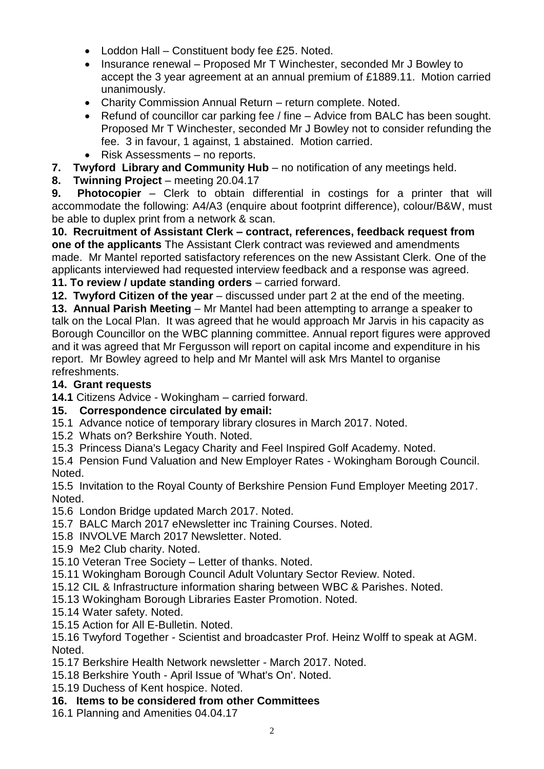- Loddon Hall – Constituent body fee £25. Noted.
- Insurance renewal – Proposed Mr T Winchester, seconded Mr J Bowley to accept the 3 year agreement at an annual premium of £1889.11. Motion carried unanimously.
- Charity Commission Annual Return – return complete. Noted.
- Refund of councillor car parking fee / fine – Advice from BALC has been sought. Proposed Mr T Winchester, seconded Mr J Bowley not to consider refunding the fee. 3 in favour, 1 against, 1 abstained. Motion carried.
- Risk Assessments – no reports.

**7. Twyford Library and Community Hub** – no notification of any meetings held.

**8. Twinning Project** – meeting 20.04.17

**9. Photocopier** – Clerk to obtain differential in costings for a printer that will accommodate the following: A4/A3 (enquire about footprint difference), colour/B&W, must be able to duplex print from a network & scan.

**10. Recruitment of Assistant Clerk – contract, references, feedback request from one of the applicants** The Assistant Clerk contract was reviewed and amendments made. Mr Mantel reported satisfactory references on the new Assistant Clerk. One of the applicants interviewed had requested interview feedback and a response was agreed.

**11. To review / update standing orders** – carried forward.

**12. Twyford Citizen of the year** – discussed under part 2 at the end of the meeting.

**13. Annual Parish Meeting** – Mr Mantel had been attempting to arrange a speaker to talk on the Local Plan. It was agreed that he would approach Mr Jarvis in his capacity as Borough Councillor on the WBC planning committee. Annual report figures were approved and it was agreed that Mr Fergusson will report on capital income and expenditure in his report. Mr Bowley agreed to help and Mr Mantel will ask Mrs Mantel to organise refreshments.

**14. Grant requests**

**14.1** Citizens Advice - Wokingham – carried forward.

**15. Correspondence circulated by email:**

15.1 Advance notice of temporary library closures in March 2017. Noted.

15.2 Whats on? Berkshire Youth. Noted.

15.3 Princess Diana's Legacy Charity and Feel Inspired Golf Academy. Noted.

15.4 Pension Fund Valuation and New Employer Rates - Wokingham Borough Council. Noted.

15.5 Invitation to the Royal County of Berkshire Pension Fund Employer Meeting 2017. Noted.

15.6 London Bridge updated March 2017. Noted.

15.7 BALC March 2017 eNewsletter inc Training Courses. Noted.

15.8 INVOLVE March 2017 Newsletter. Noted.

15.9 Me2 Club charity. Noted.

15.10 Veteran Tree Society – Letter of thanks. Noted.

15.11 Wokingham Borough Council Adult Voluntary Sector Review. Noted.

15.12 CIL & Infrastructure information sharing between WBC & Parishes. Noted.

15.13 Wokingham Borough Libraries Easter Promotion. Noted.

15.14 Water safety. Noted.

15.15 Action for All E-Bulletin. Noted.

15.16 Twyford Together - Scientist and broadcaster Prof. Heinz Wolff to speak at AGM. Noted.

15.17 Berkshire Health Network newsletter - March 2017. Noted.

15.18 Berkshire Youth - April Issue of 'What's On'. Noted.

15.19 Duchess of Kent hospice. Noted.

**16. Items to be considered from other Committees**

16.1 Planning and Amenities 04.04.17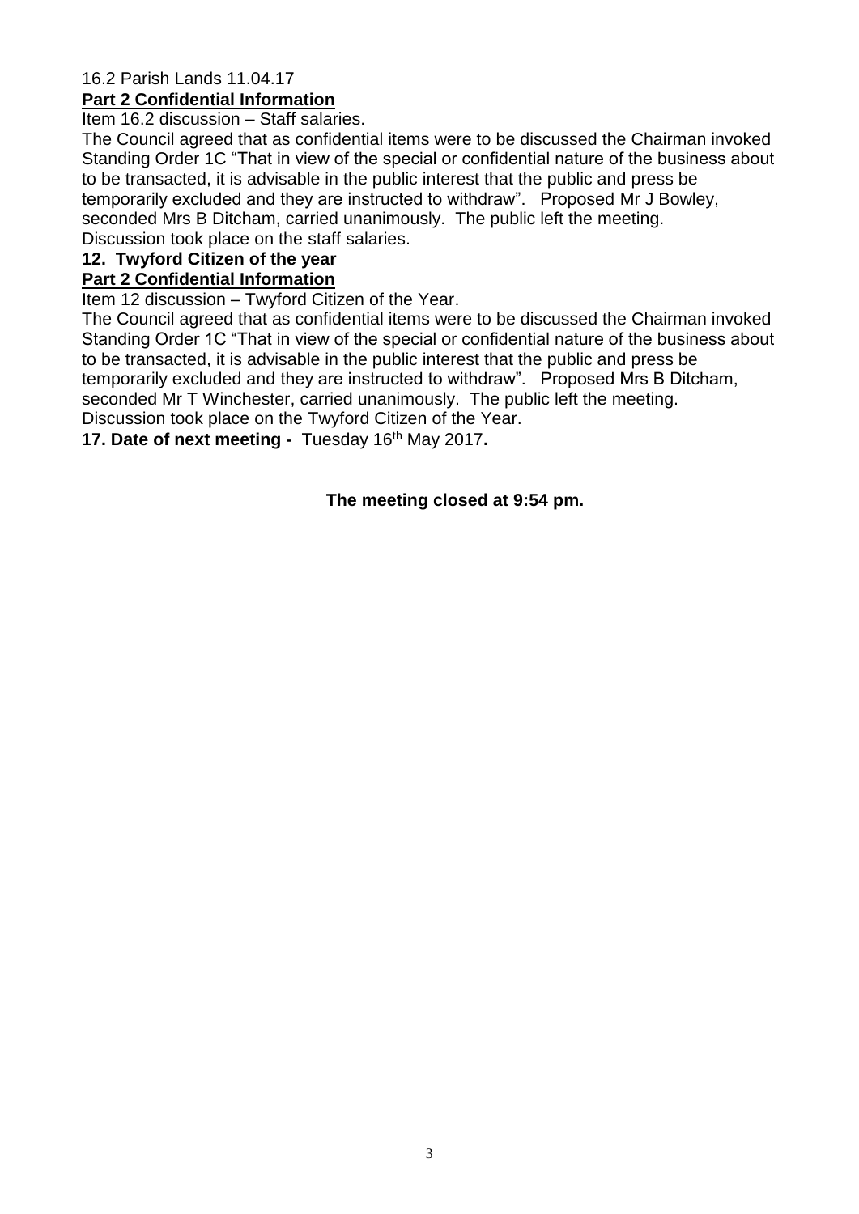16.2 Parish Lands 11.04.17

**Part 2 Confidential Information**

Item 16.2 discussion – Staff salaries.

The Council agreed that as confidential items were to be discussed the Chairman invoked Standing Order 1C "That in view of the special or confidential nature of the business about to be transacted, it is advisable in the public interest that the public and press be temporarily excluded and they are instructed to withdraw". Proposed Mr J Bowley, seconded Mrs B Ditcham, carried unanimously. The public left the meeting.

Discussion took place on the staff salaries.

**12. Twyford Citizen of the year**

**Part 2 Confidential Information**

Item 12 discussion – Twyford Citizen of the Year.

The Council agreed that as confidential items were to be discussed the Chairman invoked Standing Order 1C "That in view of the special or confidential nature of the business about to be transacted, it is advisable in the public interest that the public and press be temporarily excluded and they are instructed to withdraw". Proposed Mrs B Ditcham, seconded Mr T Winchester, carried unanimously. The public left the meeting.

Discussion took place on the Twyford Citizen of the Year.

**17. Date of next meeting -** Tuesday 16th May 2017**.**

**The meeting closed at 9:54 pm.**